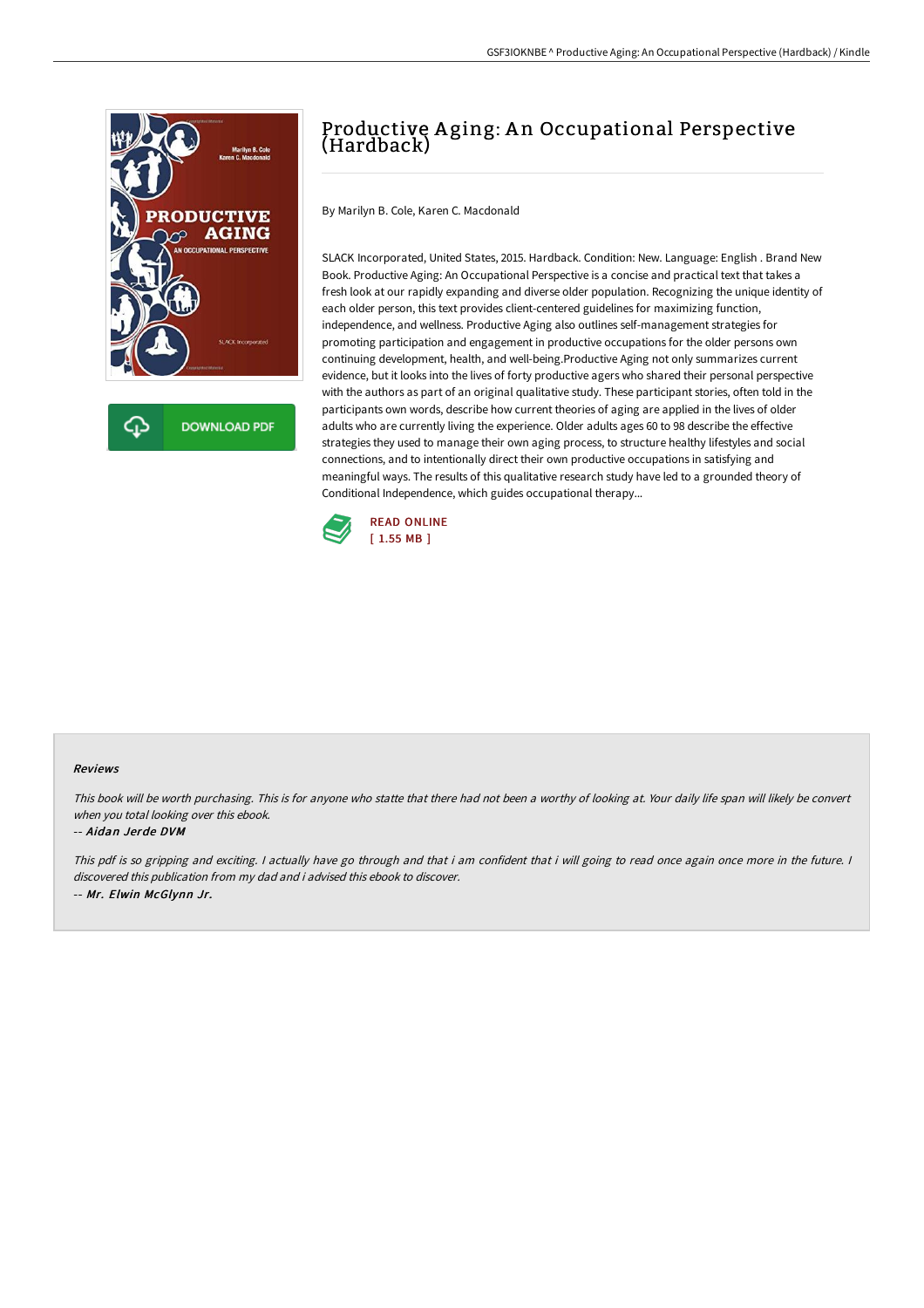# Productive Aging: An Occupational Perspective (Hardback)

By Marilyn B. Cole, Karen C. Macdonald

SLACK Incorporated, United States, 2015. Hardback. Condition: New. Language: English . Brand New Book. Productive Aging: An Occupational Perspective is a concise and practical text that takes a fresh look at our rapidly expanding and diverse older population. Recognizing the unique identity of each older person, this text provides client-centered guidelines for maximizing function, independence, and wellness. Productive Aging also outlines self-management strategies for promoting participation and engagement in productive occupations for the older persons own continuing development, health, and well-being.Productive Aging not only summarizes current evidence, but it looks into the lives of forty productive agers who shared their personal perspective with the authors as part of an original qualitative study. These participant stories, often told in the participants own words, describe how current theories of aging are applied in the lives of older adults who are currently living the experience. Older adults ages 60 to 98 describe the effective strategies they used to manage their own aging process, to structure healthy lifestyles and social connections, and to intentionally direct their own productive occupations in satisfying and meaningful ways. The results of this qualitative research study have led to a grounded theory of Conditional Independence, which guides occupational therapy...

DOWNLOAD PDF

READ ONLINE
[ 1.55 MB ]

### Reviews

*This book will be worth purchasing. This is for anyone who statte that there had not been a worthy of looking at. Your daily life span will likely be convert when you total looking over this ebook.*

-- *Aidan Jerde DVM*

*This pdf is so gripping and exciting. I actually have go through and that i am confident that i will going to read once again once more in the future. I discovered this publication from my dad and i advised this ebook to discover.*

-- *Mr. Elwin McGlynn Jr.*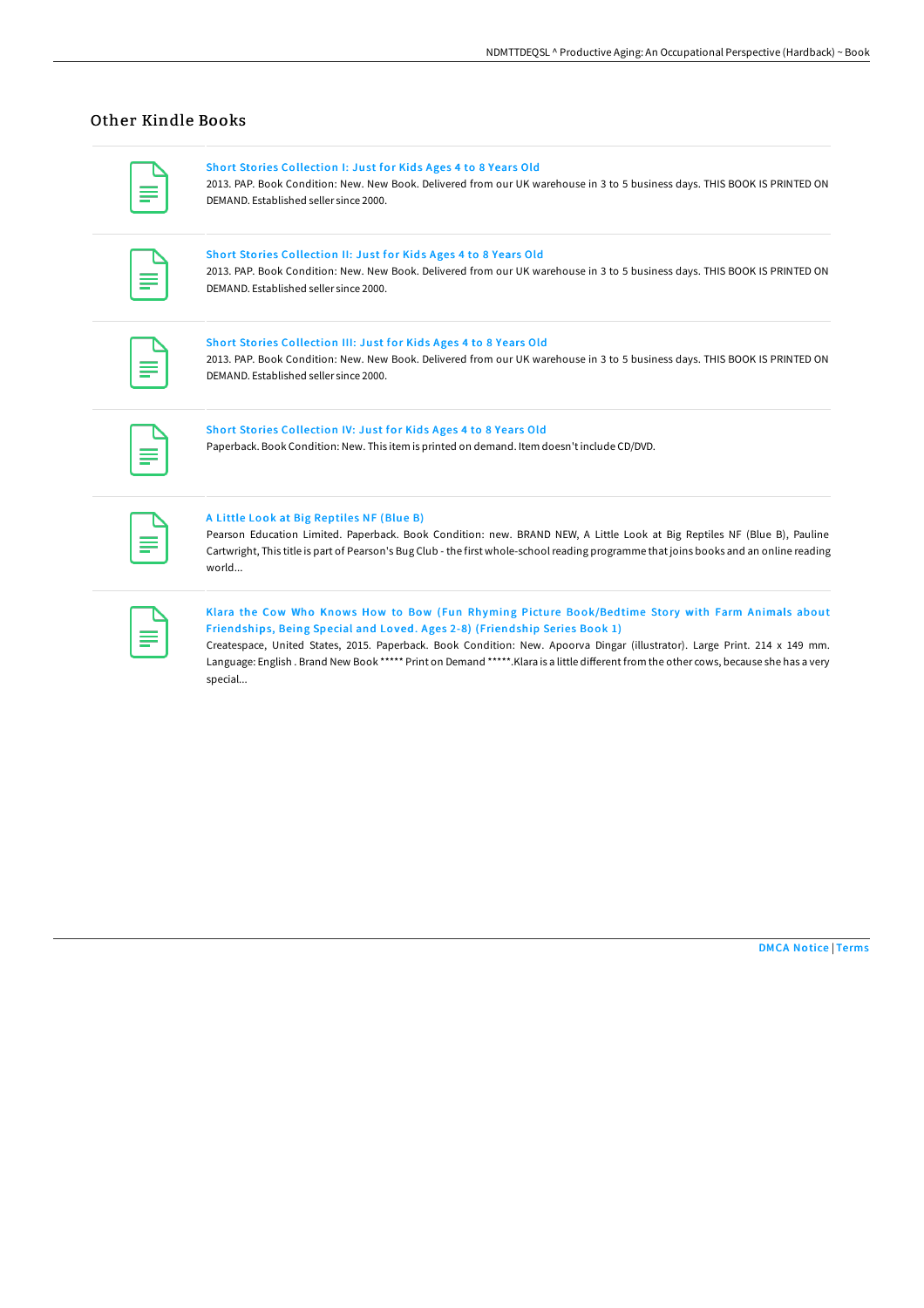## Other Kindle Books

**Short Stories Collection I: Just for Kids Ages 4 to 8 Years Old**

2013. PAP. Book Condition: New. New Book. Delivered from our UK warehouse in 3 to 5 business days. THIS BOOK IS PRINTED ON DEMAND. Established seller since 2000.

**Short Stories Collection II: Just for Kids Ages 4 to 8 Years Old**

2013. PAP. Book Condition: New. New Book. Delivered from our UK warehouse in 3 to 5 business days. THIS BOOK IS PRINTED ON DEMAND. Established seller since 2000.

**Short Stories Collection III: Just for Kids Ages 4 to 8 Years Old**

2013. PAP. Book Condition: New. New Book. Delivered from our UK warehouse in 3 to 5 business days. THIS BOOK IS PRINTED ON DEMAND. Established seller since 2000.

**Short Stories Collection IV: Just for Kids Ages 4 to 8 Years Old**

Paperback. Book Condition: New. This item is printed on demand. Item doesn't include CD/DVD.

**A Little Look at Big Reptiles NF (Blue B)**

Pearson Education Limited. Paperback. Book Condition: new. BRAND NEW, A Little Look at Big Reptiles NF (Blue B), Pauline Cartwright, This title is part of Pearson's Bug Club - the first whole-school reading programme that joins books and an online reading world...

**Klara the Cow Who Knows How to Bow (Fun Rhyming Picture Book/Bedtime Story with Farm Animals about Friendships, Being Special and Loved. Ages 2-8) (Friendship Series Book 1)**

Createspace, United States, 2015. Paperback. Book Condition: New. Apoorva Dingar (illustrator). Large Print. 214 x 149 mm. Language: English . Brand New Book ***** Print on Demand *****.Klara is a little different from the other cows, because she has a very special...